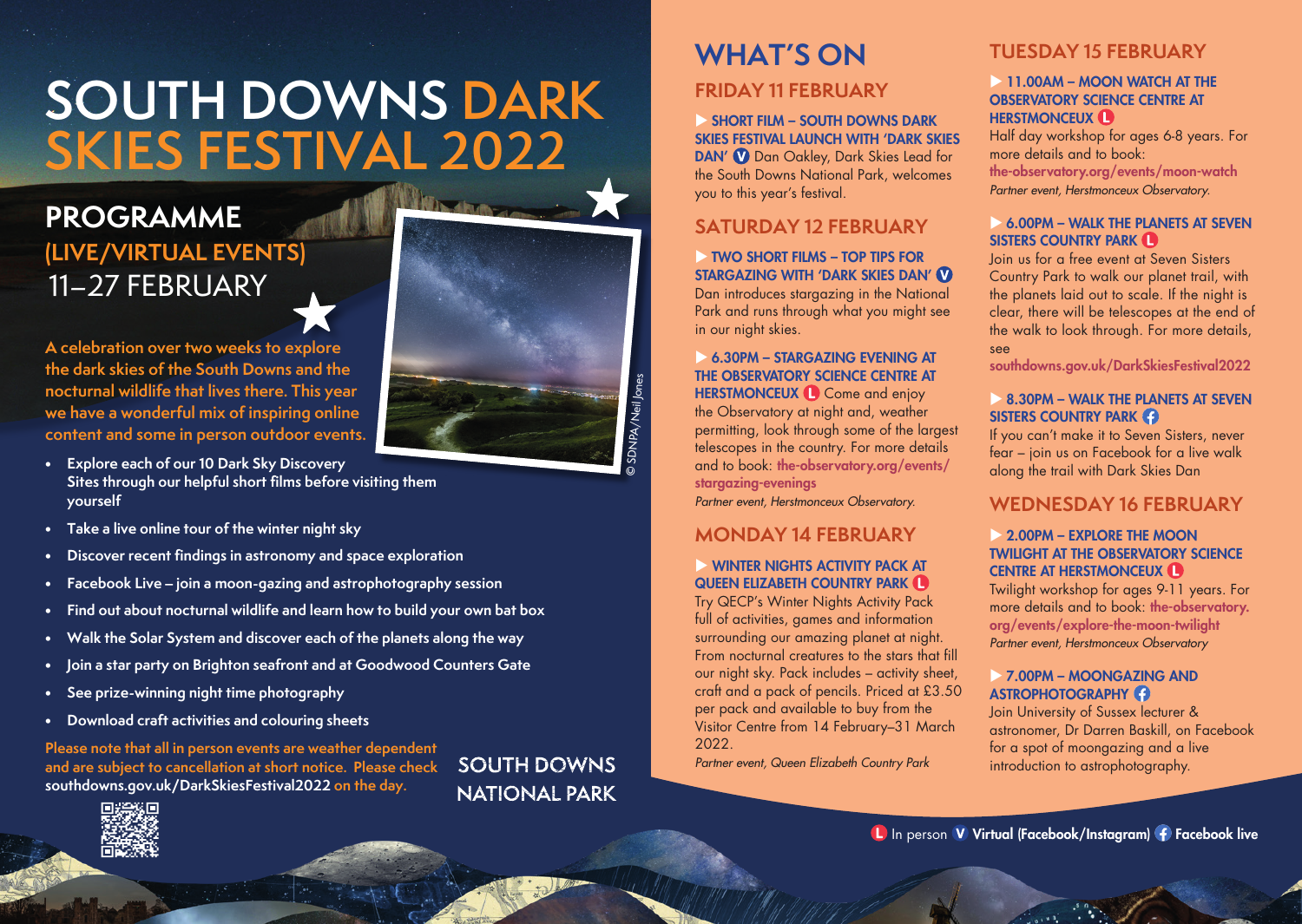# SOUTH DOWNS DARK SKIES FESTIVAL 2022

## PROGRAMME (LIVE/VIRTUAL EVENTS)

11–27 FEBRUARY

**A celebration over two weeks to explore the dark skies of the South Downs and the nocturnal wildlife that lives there. This year we have a wonderful mix of inspiring online content and some in person outdoor events.**

© SDNPA/Neil Jones

- **Explore each of our 10 Dark Sky Discovery Sites through our helpful short films before visiting them yourself**
- **Take a live online tour of the winter night sky**
- **Discover recent findings in astronomy and space exploration**
- **Facebook Live – join a moon-gazing and astrophotography session**
- **Find out about nocturnal wildlife and learn how to build your own bat box**
- **Walk the Solar System and discover each of the planets along the way**
- **Join a star party on Brighton seafront and at Goodwood Counters Gate**
- **See prize-winning night time photography**
- **Download craft activities and colouring sheets**

**Please note that all in person events are weather dependent and are subject to cancellation at short notice. Please check southdowns.gov.uk/DarkSkiesFestival2022 on the day.**

SOUTH DOWNS NATIONAL PARK

# WHAT'S ON

## FRIDAY 11 FEBRUARY

**▶ SHORT FILM – SOUTH DOWNS DARK SKIES FESTIVAL LAUNCH WITH 'DARK SKIES DAN' (V)** Dan Oakley, Dark Skies Lead for the South Downs National Park, welcomes you to this year's festival.

## SATURDAY 12 FEBRUARY

**▶ TWO SHORT FILMS – TOP TIPS FOR STARGAZING WITH 'DARK SKIES DAN' (V)**
Dan introduces stargazing in the National Park and runs through what you might see in our night skies.

**▶ 6.30PM – STARGAZING EVENING AT THE OBSERVATORY SCIENCE CENTRE AT HERSTMONCEUX (L)** Come and enjoy the Observatory at night and, weather permitting, look through some of the largest telescopes in the country. For more details and to book: **the-observatory.org/events/stargazing-evenings**
*Partner event, Herstmonceux Observatory.*

## MONDAY 14 FEBRUARY

**▶ WINTER NIGHTS ACTIVITY PACK AT QUEEN ELIZABETH COUNTRY PARK (L)**
Try QECP's Winter Nights Activity Pack full of activities, games and information surrounding our amazing planet at night. From nocturnal creatures to the stars that fill our night sky. Pack includes – activity sheet, craft and a pack of pencils. Priced at £3.50 per pack and available to buy from the Visitor Centre from 14 February–31 March 2022.
*Partner event, Queen Elizabeth Country Park*

## TUESDAY 15 FEBRUARY

**▶ 11.00AM – MOON WATCH AT THE OBSERVATORY SCIENCE CENTRE AT HERSTMONCEUX (L)**
Half day workshop for ages 6-8 years. For more details and to book: **the-observatory.org/events/moon-watch**
*Partner event, Herstmonceux Observatory.*

**▶ 6.00PM – WALK THE PLANETS AT SEVEN SISTERS COUNTRY PARK (L)**
Join us for a free event at Seven Sisters Country Park to walk our planet trail, with the planets laid out to scale. If the night is clear, there will be telescopes at the end of the walk to look through. For more details, see **southdowns.gov.uk/DarkSkiesFestival2022**

**▶ 8.30PM – WALK THE PLANETS AT SEVEN SISTERS COUNTRY PARK (F)**
If you can't make it to Seven Sisters, never fear – join us on Facebook for a live walk along the trail with Dark Skies Dan

## WEDNESDAY 16 FEBRUARY

**▶ 2.00PM – EXPLORE THE MOON TWILIGHT AT THE OBSERVATORY SCIENCE CENTRE AT HERSTMONCEUX (L)**
Twilight workshop for ages 9-11 years. For more details and to book: **the-observatory.org/events/explore-the-moon-twilight**
*Partner event, Herstmonceux Observatory*

**▶ 7.00PM – MOONGAZING AND ASTROPHOTOGRAPHY (F)**
Join University of Sussex lecturer & astronomer, Dr Darren Baskill, on Facebook for a spot of moongazing and a live introduction to astrophotography.

(L) In person (V) **Virtual (Facebook/Instagram)** (F) **Facebook live**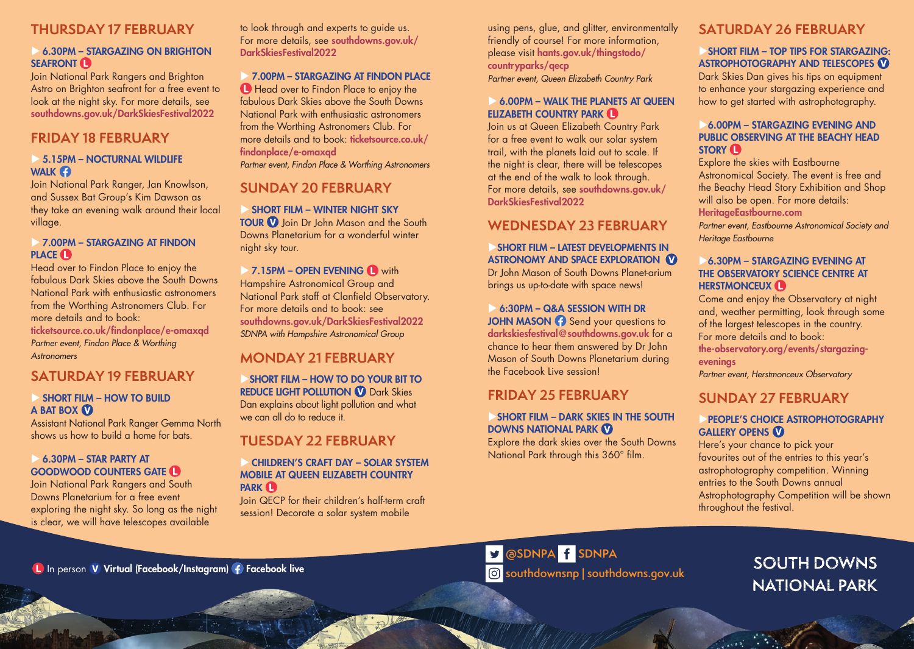## THURSDAY 17 FEBRUARY

**▶ 6.30PM – STARGAZING ON BRIGHTON SEAFRONT L**
Join National Park Rangers and Brighton Astro on Brighton seafront for a free event to look at the night sky. For more details, see southdowns.gov.uk/DarkSkiesFestival2022

## FRIDAY 18 FEBRUARY

**▶ 5.15PM – NOCTURNAL WILDLIFE WALK f**
Join National Park Ranger, Jan Knowlson, and Sussex Bat Group's Kim Dawson as they take an evening walk around their local village.

**▶ 7.00PM – STARGAZING AT FINDON PLACE L**
Head over to Findon Place to enjoy the fabulous Dark Skies above the South Downs National Park with enthusiastic astronomers from the Worthing Astronomers Club. For more details and to book:
ticketsource.co.uk/findonplace/e-omaxqd
*Partner event, Findon Place & Worthing Astronomers*

## SATURDAY 19 FEBRUARY

**▶ SHORT FILM – HOW TO BUILD A BAT BOX V**
Assistant National Park Ranger Gemma North shows us how to build a home for bats.

**▶ 6.30PM – STAR PARTY AT GOODWOOD COUNTERS GATE L**
Join National Park Rangers and South Downs Planetarium for a free event exploring the night sky. So long as the night is clear, we will have telescopes available to look through and experts to guide us. For more details, see southdowns.gov.uk/DarkSkiesFestival2022

**▶ 7.00PM – STARGAZING AT FINDON PLACE**
**L** Head over to Findon Place to enjoy the fabulous Dark Skies above the South Downs National Park with enthusiastic astronomers from the Worthing Astronomers Club. For more details and to book: ticketsource.co.uk/findonplace/e-omaxqd
*Partner event, Findon Place & Worthing Astronomers*

## SUNDAY 20 FEBRUARY

**▶ SHORT FILM – WINTER NIGHT SKY TOUR V** Join Dr John Mason and the South Downs Planetarium for a wonderful winter night sky tour.

**▶ 7.15PM – OPEN EVENING L** with Hampshire Astronomical Group and National Park staff at Clanfield Observatory. For more details and to book: see southdowns.gov.uk/DarkSkiesFestival2022
*SDNPA with Hampshire Astronomical Group*

## MONDAY 21 FEBRUARY

**▶ SHORT FILM – HOW TO DO YOUR BIT TO REDUCE LIGHT POLLUTION V** Dark Skies Dan explains about light pollution and what we can all do to reduce it.

## TUESDAY 22 FEBRUARY

**▶ CHILDREN'S CRAFT DAY – SOLAR SYSTEM MOBILE AT QUEEN ELIZABETH COUNTRY PARK L**
Join QECP for their children's half-term craft session! Decorate a solar system mobile using pens, glue, and glitter, environmentally friendly of course! For more information, please visit hants.gov.uk/thingstodo/countryparks/qecp
*Partner event, Queen Elizabeth Country Park*

**▶ 6.00PM – WALK THE PLANETS AT QUEEN ELIZABETH COUNTRY PARK L**
Join us at Queen Elizabeth Country Park for a free event to walk our solar system trail, with the planets laid out to scale. If the night is clear, there will be telescopes at the end of the walk to look through. For more details, see southdowns.gov.uk/DarkSkiesFestival2022

## WEDNESDAY 23 FEBRUARY

**▶ SHORT FILM – LATEST DEVELOPMENTS IN ASTRONOMY AND SPACE EXPLORATION V**
Dr John Mason of South Downs Planet-arium brings us up-to-date with space news!

**▶ 6:30PM – Q&A SESSION WITH DR JOHN MASON f** Send your questions to darkskiesfestival@southdowns.gov.uk for a chance to hear them answered by Dr John Mason of South Downs Planetarium during the Facebook Live session!

## FRIDAY 25 FEBRUARY

**▶ SHORT FILM – DARK SKIES IN THE SOUTH DOWNS NATIONAL PARK V**
Explore the dark skies over the South Downs National Park through this 360° film.

## SATURDAY 26 FEBRUARY

**▶ SHORT FILM – TOP TIPS FOR STARGAZING: ASTROPHOTOGRAPHY AND TELESCOPES V**
Dark Skies Dan gives his tips on equipment to enhance your stargazing experience and how to get started with astrophotography.

**▶ 6.00PM – STARGAZING EVENING AND PUBLIC OBSERVING AT THE BEACHY HEAD STORY L**
Explore the skies with Eastbourne Astronomical Society. The event is free and the Beachy Head Story Exhibition and Shop will also be open. For more details:
HeritageEastbourne.com
*Partner event, Eastbourne Astronomical Society and Heritage Eastbourne*

**▶ 6.30PM – STARGAZING EVENING AT THE OBSERVATORY SCIENCE CENTRE AT HERSTMONCEUX L**
Come and enjoy the Observatory at night and, weather permitting, look through some of the largest telescopes in the country.
For more details and to book:
the-observatory.org/events/stargazing-evenings
*Partner event, Herstmonceux Observatory*

## SUNDAY 27 FEBRUARY

**▶ PEOPLE'S CHOICE ASTROPHOTOGRAPHY GALLERY OPENS V**
Here's your chance to pick your favourites out of the entries to this year's astrophotography competition. Winning entries to the South Downs annual Astrophotography Competition will be shown throughout the festival.

**L** In person **V** Virtual (Facebook/Instagram) **f** Facebook live

@SDNPA SDNPA
southdownsnp | southdowns.gov.uk

SOUTH DOWNS NATIONAL PARK